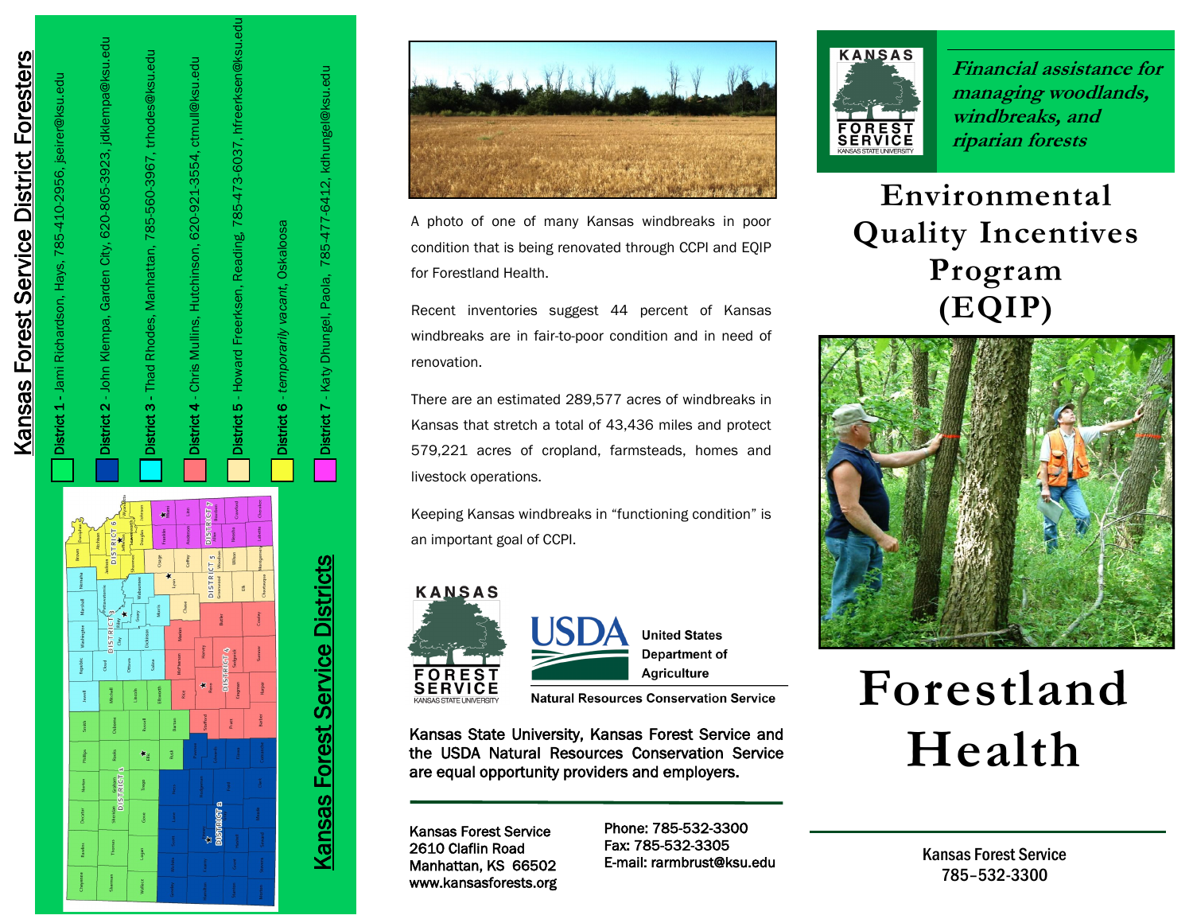# Kansas Forest Service District Foresters

- **District 1** - Jami Richardson, Hays, 785-410-2956, jseirer@ksu.edu
- **District 2** - John Klempa, Garden City, 620-805-3923, jdklempa@ksu.edu
- **District 3** - Thad Rhodes, Manhattan, 785-560-3967, trhodes@ksu.edu
- **District 4** - Chris Mullins, Hutchinson, 620-921-3554, ctmull@ksu.edu
- **District 5** - Howard Freerksen, Reading, 785-473-6037, hfreerksen@ksu.edu
- **District 6** - *temporarily vacant*, Oskaloosa
- **District 7** - Katy Dhungel, Paola, 785-477-6412, kdhungel@ksu.edu

## Kansas Forest Service Districts

A photo of one of many Kansas windbreaks in poor condition that is being renovated through CCPI and EQIP for Forestland Health.

Recent inventories suggest 44 percent of Kansas windbreaks are in fair-to-poor condition and in need of renovation.

There are an estimated 289,577 acres of windbreaks in Kansas that stretch a total of 43,436 miles and protect 579,221 acres of cropland, farmsteads, homes and livestock operations.

Keeping Kansas windbreaks in "functioning condition" is an important goal of CCPI.

KANSAS FOREST SERVICE — KANSAS STATE UNIVERSITY

USDA — United States Department of Agriculture — Natural Resources Conservation Service

**Kansas State University, Kansas Forest Service and the USDA Natural Resources Conservation Service are equal opportunity providers and employers.**

Kansas Forest Service
2610 Claflin Road
Manhattan, KS 66502
www.kansasforests.org

Phone: 785-532-3300
Fax: 785-532-3305
E-mail: rarmbrust@ksu.edu

***Financial assistance for managing woodlands, windbreaks, and riparian forests***

# Environmental Quality Incentives Program (EQIP)

# Forestland Health

Kansas Forest Service
785–532-3300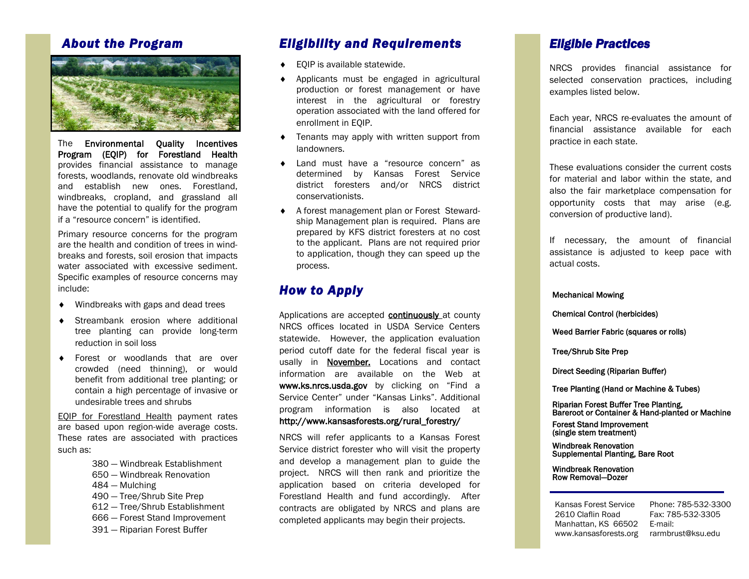## About the Program

The **Environmental Quality Incentives Program (EQIP) for Forestland Health** provides financial assistance to manage forests, woodlands, renovate old windbreaks and establish new ones. Forestland, windbreaks, cropland, and grassland all have the potential to qualify for the program if a "resource concern" is identified.

Primary resource concerns for the program are the health and condition of trees in windbreaks and forests, soil erosion that impacts water associated with excessive sediment. Specific examples of resource concerns may include:

- Windbreaks with gaps and dead trees
- Streambank erosion where additional tree planting can provide long-term reduction in soil loss
- Forest or woodlands that are over crowded (need thinning), or would benefit from additional tree planting; or contain a high percentage of invasive or undesirable trees and shrubs

EQIP for Forestland Health payment rates are based upon region-wide average costs. These rates are associated with practices such as:

380 — Windbreak Establishment
650 — Windbreak Renovation
484 — Mulching
490 — Tree/Shrub Site Prep
612 — Tree/Shrub Establishment
666 — Forest Stand Improvement
391 — Riparian Forest Buffer

## Eligibility and Requirements

- EQIP is available statewide.
- Applicants must be engaged in agricultural production or forest management or have interest in the agricultural or forestry operation associated with the land offered for enrollment in EQIP.
- Tenants may apply with written support from landowners.
- Land must have a "resource concern" as determined by Kansas Forest Service district foresters and/or NRCS district conservationists.
- A forest management plan or Forest Stewardship Management plan is required. Plans are prepared by KFS district foresters at no cost to the applicant. Plans are not required prior to application, though they can speed up the process.

## How to Apply

Applications are accepted **continuously** at county NRCS offices located in USDA Service Centers statewide. However, the application evaluation period cutoff date for the federal fiscal year is usally in **November.** Locations and contact information are available on the Web at **www.ks.nrcs.usda.gov** by clicking on "Find a Service Center" under "Kansas Links". Additional program information is also located at **http://www.kansasforests.org/rural_forestry/**

NRCS will refer applicants to a Kansas Forest Service district forester who will visit the property and develop a management plan to guide the project. NRCS will then rank and prioritize the application based on criteria developed for Forestland Health and fund accordingly. After contracts are obligated by NRCS and plans are completed applicants may begin their projects.

## Eligible Practices

NRCS provides financial assistance for selected conservation practices, including examples listed below.

Each year, NRCS re-evaluates the amount of financial assistance available for each practice in each state.

These evaluations consider the current costs for material and labor within the state, and also the fair marketplace compensation for opportunity costs that may arise (e.g. conversion of productive land).

If necessary, the amount of financial assistance is adjusted to keep pace with actual costs.

**Mechanical Mowing**

**Chemical Control (herbicides)**

**Weed Barrier Fabric (squares or rolls)**

**Tree/Shrub Site Prep**

**Direct Seeding (Riparian Buffer)**

**Tree Planting (Hand or Machine & Tubes)**

**Riparian Forest Buffer Tree Planting, Bareroot or Container & Hand-planted or Machine**

**Forest Stand Improvement (single stem treatment)**

**Windbreak Renovation Supplemental Planting, Bare Root**

**Windbreak Renovation Row Removal—Dozer**

Kansas Forest Service
2610 Claflin Road
Manhattan, KS 66502
www.kansasforests.org

Phone: 785-532-3300
Fax: 785-532-3305
E-mail:
rarmbrust@ksu.edu